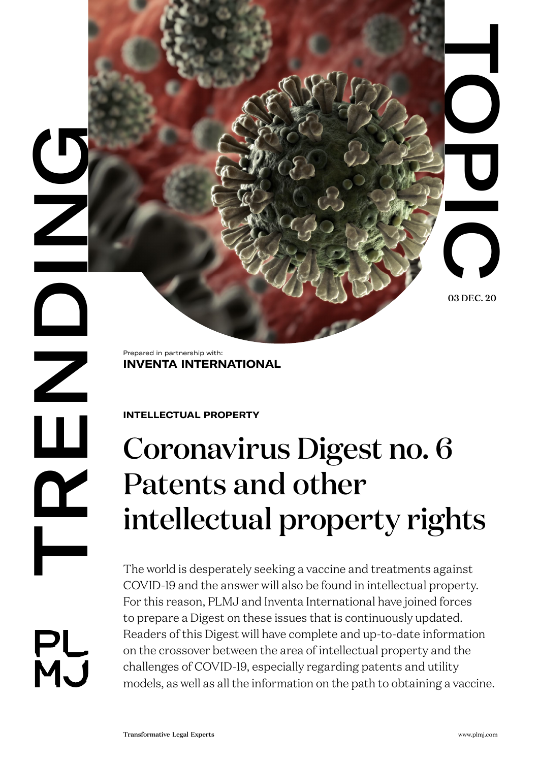TRENDING TOPIC

03 DEC. 20

Prepared in partnership with:
**INVENTA INTERNATIONAL**

**INTELLECTUAL PROPERTY**

# Coronavirus Digest no. 6 Patents and other intellectual property rights

The world is desperately seeking a vaccine and treatments against COVID-19 and the answer will also be found in intellectual property. For this reason, PLMJ and Inventa International have joined forces to prepare a Digest on these issues that is continuously updated. Readers of this Digest will have complete and up-to-date information on the crossover between the area of intellectual property and the challenges of COVID-19, especially regarding patents and utility models, as well as all the information on the path to obtaining a vaccine.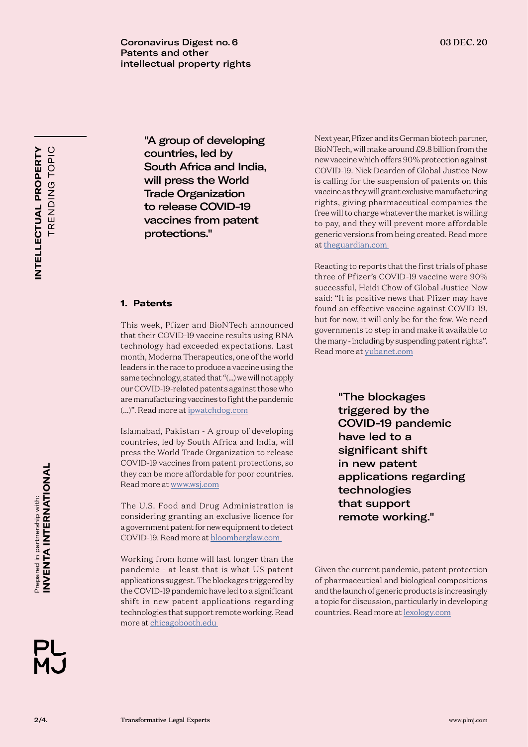Coronavirus Digest no. 6
Patents and other intellectual property rights

03 DEC. 20

**INTELLECTUAL PROPERTY** TRENDING TOPIC

> "A group of developing countries, led by South Africa and India, will press the World Trade Organization to release COVID-19 vaccines from patent protections."

## 1. Patents

This week, Pfizer and BioNTech announced that their COVID-19 vaccine results using RNA technology had exceeded expectations. Last month, Moderna Therapeutics, one of the world leaders in the race to produce a vaccine using the same technology, stated that "(...) we will not apply our COVID-19-related patents against those who are manufacturing vaccines to fight the pandemic (...)". Read more at [ipwatchdog.com](ipwatchdog.com)

Islamabad, Pakistan - A group of developing countries, led by South Africa and India, will press the World Trade Organization to release COVID-19 vaccines from patent protections, so they can be more affordable for poor countries. Read more at [www.wsj.com](www.wsj.com)

The U.S. Food and Drug Administration is considering granting an exclusive licence for a government patent for new equipment to detect COVID-19. Read more at [bloomberglaw.com](bloomberglaw.com)

Working from home will last longer than the pandemic - at least that is what US patent applications suggest. The blockages triggered by the COVID-19 pandemic have led to a significant shift in new patent applications regarding technologies that support remote working. Read more at [chicagobooth.edu](chicagobooth.edu)

Next year, Pfizer and its German biotech partner, BioNTech, will make around £9.8 billion from the new vaccine which offers 90% protection against COVID-19. Nick Dearden of Global Justice Now is calling for the suspension of patents on this vaccine as they will grant exclusive manufacturing rights, giving pharmaceutical companies the free will to charge whatever the market is willing to pay, and they will prevent more affordable generic versions from being created. Read more at [theguardian.com](theguardian.com)

Reacting to reports that the first trials of phase three of Pfizer's COVID-19 vaccine were 90% successful, Heidi Chow of Global Justice Now said: "It is positive news that Pfizer may have found an effective vaccine against COVID-19, but for now, it will only be for the few. We need governments to step in and make it available to the many - including by suspending patent rights". Read more at [yubanet.com](yubanet.com)

> "The blockages triggered by the COVID-19 pandemic have led to a significant shift in new patent applications regarding technologies that support remote working."

Given the current pandemic, patent protection of pharmaceutical and biological compositions and the launch of generic products is increasingly a topic for discussion, particularly in developing countries. Read more at [lexology.com](lexology.com)

Prepared in partnership with: **INVENTA INTERNATIONAL**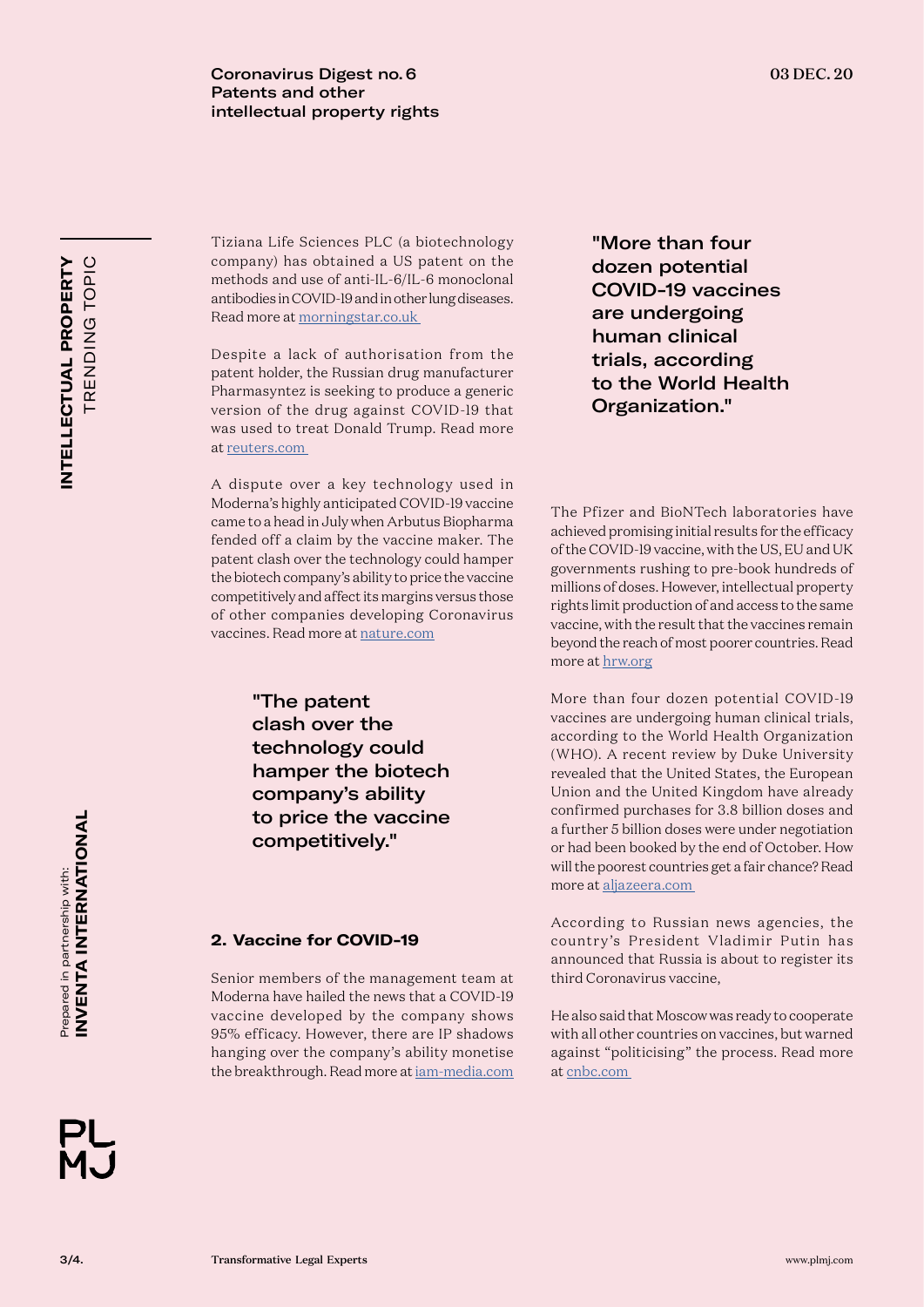Tiziana Life Sciences PLC (a biotechnology company) has obtained a US patent on the methods and use of anti-IL-6/IL-6 monoclonal antibodies in COVID-19 and in other lung diseases. Read more at [morningstar.co.uk]

Despite a lack of authorisation from the patent holder, the Russian drug manufacturer Pharmasyntez is seeking to produce a generic version of the drug against COVID-19 that was used to treat Donald Trump. Read more at [reuters.com]

A dispute over a key technology used in Moderna's highly anticipated COVID-19 vaccine came to a head in July when Arbutus Biopharma fended off a claim by the vaccine maker. The patent clash over the technology could hamper the biotech company's ability to price the vaccine competitively and affect its margins versus those of other companies developing Coronavirus vaccines. Read more at [nature.com]

> "The patent clash over the technology could hamper the biotech company's ability to price the vaccine competitively."

## 2. Vaccine for COVID-19

Senior members of the management team at Moderna have hailed the news that a COVID-19 vaccine developed by the company shows 95% efficacy. However, there are IP shadows hanging over the company's ability monetise the breakthrough. Read more at [iam-media.com]

> "More than four dozen potential COVID-19 vaccines are undergoing human clinical trials, according to the World Health Organization."

The Pfizer and BioNTech laboratories have achieved promising initial results for the efficacy of the COVID-19 vaccine, with the US, EU and UK governments rushing to pre-book hundreds of millions of doses. However, intellectual property rights limit production of and access to the same vaccine, with the result that the vaccines remain beyond the reach of most poorer countries. Read more at [hrw.org]

More than four dozen potential COVID-19 vaccines are undergoing human clinical trials, according to the World Health Organization (WHO). A recent review by Duke University revealed that the United States, the European Union and the United Kingdom have already confirmed purchases for 3.8 billion doses and a further 5 billion doses were under negotiation or had been booked by the end of October. How will the poorest countries get a fair chance? Read more at [aljazeera.com]

According to Russian news agencies, the country's President Vladimir Putin has announced that Russia is about to register its third Coronavirus vaccine,

He also said that Moscow was ready to cooperate with all other countries on vaccines, but warned against "politicising" the process. Read more at [cnbc.com]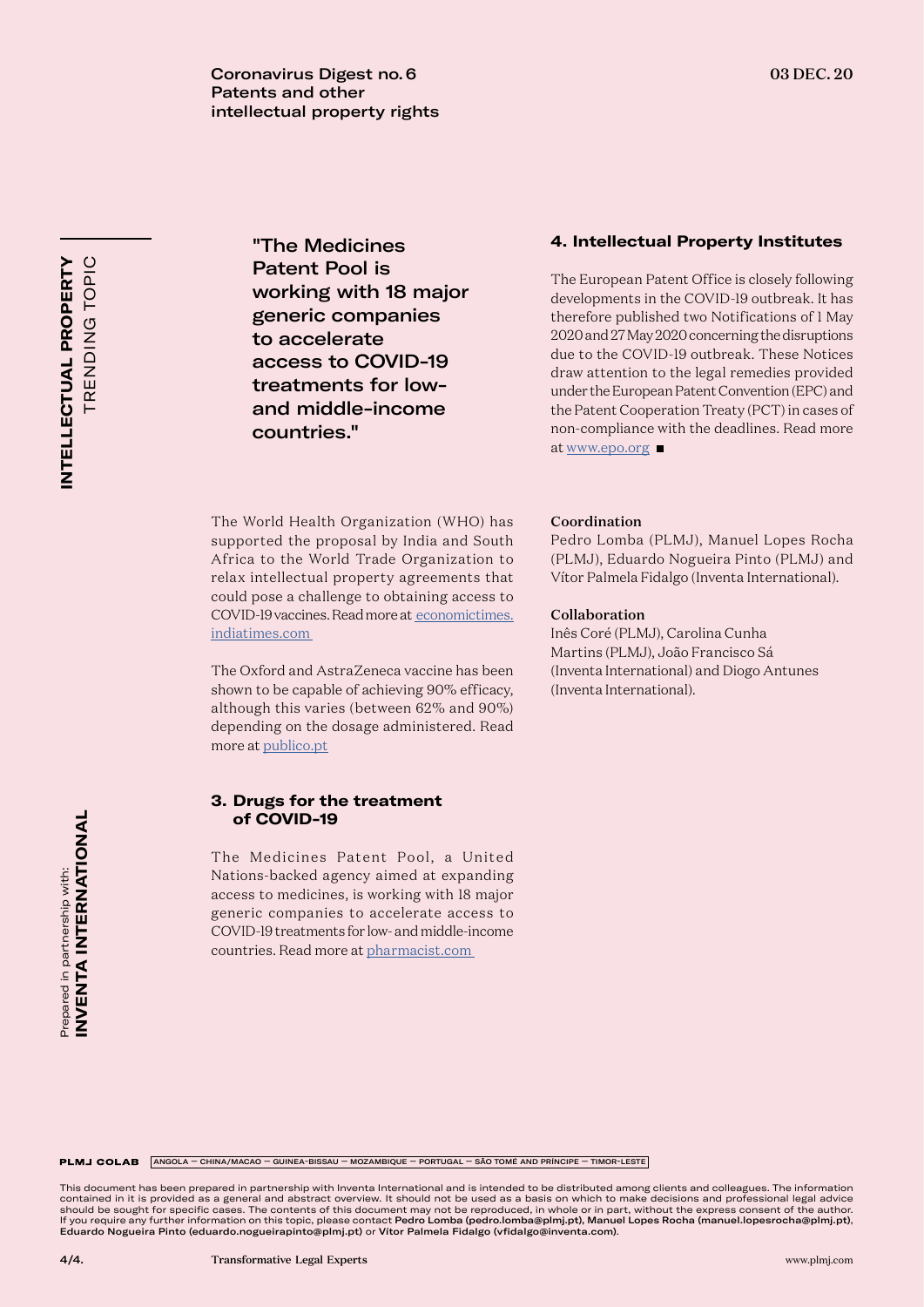"The Medicines Patent Pool is working with 18 major generic companies to accelerate access to COVID-19 treatments for low- and middle-income countries."

The World Health Organization (WHO) has supported the proposal by India and South Africa to the World Trade Organization to relax intellectual property agreements that could pose a challenge to obtaining access to COVID-19 vaccines. Read more at economictimes.indiatimes.com

The Oxford and AstraZeneca vaccine has been shown to be capable of achieving 90% efficacy, although this varies (between 62% and 90%) depending on the dosage administered. Read more at publico.pt

## 3. Drugs for the treatment of COVID-19

The Medicines Patent Pool, a United Nations-backed agency aimed at expanding access to medicines, is working with 18 major generic companies to accelerate access to COVID-19 treatments for low- and middle-income countries. Read more at pharmacist.com

## 4. Intellectual Property Institutes

The European Patent Office is closely following developments in the COVID-19 outbreak. It has therefore published two Notifications of 1 May 2020 and 27 May 2020 concerning the disruptions due to the COVID-19 outbreak. These Notices draw attention to the legal remedies provided under the European Patent Convention (EPC) and the Patent Cooperation Treaty (PCT) in cases of non-compliance with the deadlines. Read more at www.epo.org ■

**Coordination**
Pedro Lomba (PLMJ), Manuel Lopes Rocha (PLMJ), Eduardo Nogueira Pinto (PLMJ) and Vítor Palmela Fidalgo (Inventa International).

**Collaboration**
Inês Coré (PLMJ), Carolina Cunha Martins (PLMJ), João Francisco Sá (Inventa International) and Diogo Antunes (Inventa International).

This document has been prepared in partnership with Inventa International and is intended to be distributed among clients and colleagues. The information contained in it is provided as a general and abstract overview. It should not be used as a basis on which to make decisions and professional legal advice should be sought for specific cases. The contents of this document may not be reproduced, in whole or in part, without the express consent of the author. If you require any further information on this topic, please contact **Pedro Lomba (pedro.lomba@plmj.pt), Manuel Lopes Rocha (manuel.lopesrocha@plmj.pt), Eduardo Nogueira Pinto (eduardo.nogueirapinto@plmj.pt)** or **Vítor Palmela Fidalgo (vfidalgo@inventa.com)**.